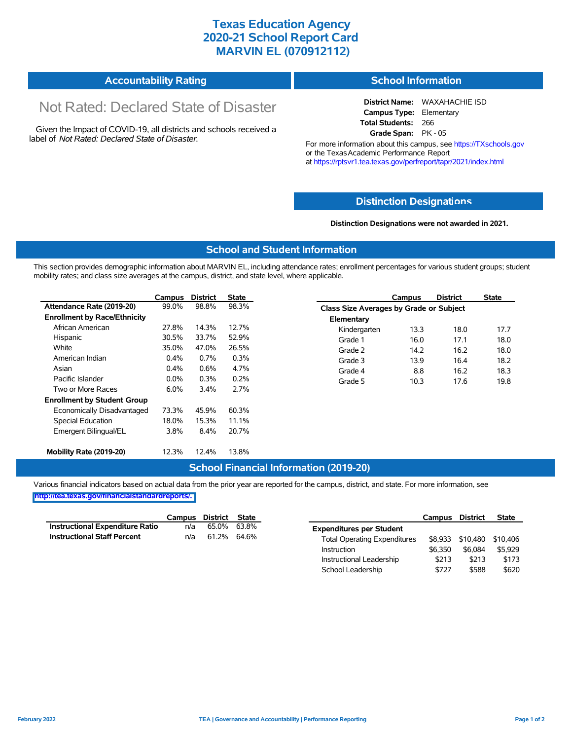# Texas Education Agency
# 2020-21 School Report Card
# MARVIN EL (070912112)

## Accountability Rating

Not Rated: Declared State of Disaster

Given the Impact of COVID-19, all districts and schools received a label of *Not Rated: Declared State of Disaster*.

## School Information

**District Name:** WAXAHACHIE ISD
**Campus Type:** Elementary
**Total Students:** 266
**Grade Span:** PK - 05

For more information about this campus, see https://TXschools.gov or the Texas Academic Performance Report at https://rptsvr1.tea.texas.gov/perfreport/tapr/2021/index.html

## Distinction Designations

**Distinction Designations were not awarded in 2021.**

## School and Student Information

This section provides demographic information about MARVIN EL, including attendance rates; enrollment percentages for various student groups; student mobility rates; and class size averages at the campus, district, and state level, where applicable.

| | Campus | District | State |
|---|---|---|---|
| **Attendance Rate (2019-20)** | 99.0% | 98.8% | 98.3% |
| **Enrollment by Race/Ethnicity** | | | |
| African American | 27.8% | 14.3% | 12.7% |
| Hispanic | 30.5% | 33.7% | 52.9% |
| White | 35.0% | 47.0% | 26.5% |
| American Indian | 0.4% | 0.7% | 0.3% |
| Asian | 0.4% | 0.6% | 4.7% |
| Pacific Islander | 0.0% | 0.3% | 0.2% |
| Two or More Races | 6.0% | 3.4% | 2.7% |
| **Enrollment by Student Group** | | | |
| Economically Disadvantaged | 73.3% | 45.9% | 60.3% |
| Special Education | 18.0% | 15.3% | 11.1% |
| Emergent Bilingual/EL | 3.8% | 8.4% | 20.7% |
| **Mobility Rate (2019-20)** | 12.3% | 12.4% | 13.8% |

| | Campus | District | State |
|---|---|---|---|
| **Class Size Averages by Grade or Subject** | | | |
| **Elementary** | | | |
| Kindergarten | 13.3 | 18.0 | 17.7 |
| Grade 1 | 16.0 | 17.1 | 18.0 |
| Grade 2 | 14.2 | 16.2 | 18.0 |
| Grade 3 | 13.9 | 16.4 | 18.2 |
| Grade 4 | 8.8 | 16.2 | 18.3 |
| Grade 5 | 10.3 | 17.6 | 19.8 |

## School Financial Information (2019-20)

Various financial indicators based on actual data from the prior year are reported for the campus, district, and state. For more information, see http://tea.texas.gov/financialstandardreports/.

| | Campus | District | State |
|---|---|---|---|
| **Instructional Expenditure Ratio** | n/a | 65.0% | 63.8% |
| **Instructional Staff Percent** | n/a | 61.2% | 64.6% |

| | Campus | District | State |
|---|---|---|---|
| **Expenditures per Student** | | | |
| Total Operating Expenditures | $8,933 | $10,480 | $10,406 |
| Instruction | $6,350 | $6,084 | $5,929 |
| Instructional Leadership | $213 | $213 | $173 |
| School Leadership | $727 | $588 | $620 |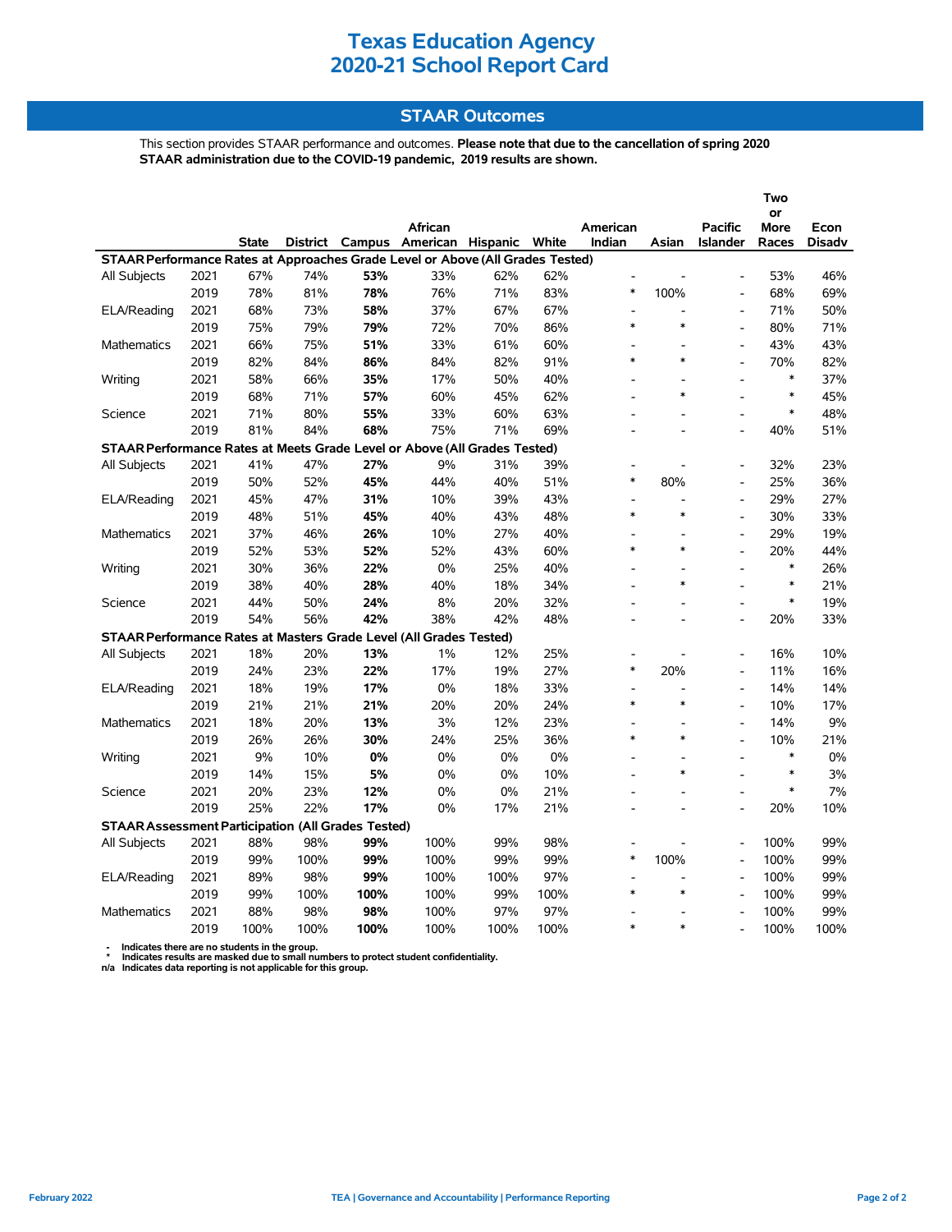# Texas Education Agency
# 2020-21 School Report Card

## STAAR Outcomes

This section provides STAAR performance and outcomes. **Please note that due to the cancellation of spring 2020 STAAR administration due to the COVID-19 pandemic, 2019 results are shown.**

| | | State | District | Campus | African American | Hispanic | White | American Indian | Asian | Pacific Islander | Two or More Races | Econ Disadv |
|---|---|---|---|---|---|---|---|---|---|---|---|---|
| **STAAR Performance Rates at Approaches Grade Level or Above (All Grades Tested)** | | | | | | | | | | | | |
| All Subjects | 2021 | 67% | 74% | **53%** | 33% | 62% | 62% | - | - | - | 53% | 46% |
| | 2019 | 78% | 81% | **78%** | 76% | 71% | 83% | * | 100% | - | 68% | 69% |
| ELA/Reading | 2021 | 68% | 73% | **58%** | 37% | 67% | 67% | - | - | - | 71% | 50% |
| | 2019 | 75% | 79% | **79%** | 72% | 70% | 86% | * | * | - | 80% | 71% |
| Mathematics | 2021 | 66% | 75% | **51%** | 33% | 61% | 60% | - | - | - | 43% | 43% |
| | 2019 | 82% | 84% | **86%** | 84% | 82% | 91% | * | * | - | 70% | 82% |
| Writing | 2021 | 58% | 66% | **35%** | 17% | 50% | 40% | - | - | - | * | 37% |
| | 2019 | 68% | 71% | **57%** | 60% | 45% | 62% | - | * | - | * | 45% |
| Science | 2021 | 71% | 80% | **55%** | 33% | 60% | 63% | - | - | - | * | 48% |
| | 2019 | 81% | 84% | **68%** | 75% | 71% | 69% | - | - | - | 40% | 51% |
| **STAAR Performance Rates at Meets Grade Level or Above (All Grades Tested)** | | | | | | | | | | | | |
| All Subjects | 2021 | 41% | 47% | **27%** | 9% | 31% | 39% | - | - | - | 32% | 23% |
| | 2019 | 50% | 52% | **45%** | 44% | 40% | 51% | * | 80% | - | 25% | 36% |
| ELA/Reading | 2021 | 45% | 47% | **31%** | 10% | 39% | 43% | - | - | - | 29% | 27% |
| | 2019 | 48% | 51% | **45%** | 40% | 43% | 48% | * | * | - | 30% | 33% |
| Mathematics | 2021 | 37% | 46% | **26%** | 10% | 27% | 40% | - | - | - | 29% | 19% |
| | 2019 | 52% | 53% | **52%** | 52% | 43% | 60% | * | * | - | 20% | 44% |
| Writing | 2021 | 30% | 36% | **22%** | 0% | 25% | 40% | - | - | - | * | 26% |
| | 2019 | 38% | 40% | **28%** | 40% | 18% | 34% | - | * | - | * | 21% |
| Science | 2021 | 44% | 50% | **24%** | 8% | 20% | 32% | - | - | - | * | 19% |
| | 2019 | 54% | 56% | **42%** | 38% | 42% | 48% | - | - | - | 20% | 33% |
| **STAAR Performance Rates at Masters Grade Level (All Grades Tested)** | | | | | | | | | | | | |
| All Subjects | 2021 | 18% | 20% | **13%** | 1% | 12% | 25% | - | - | - | 16% | 10% |
| | 2019 | 24% | 23% | **22%** | 17% | 19% | 27% | * | 20% | - | 11% | 16% |
| ELA/Reading | 2021 | 18% | 19% | **17%** | 0% | 18% | 33% | - | - | - | 14% | 14% |
| | 2019 | 21% | 21% | **21%** | 20% | 20% | 24% | * | * | - | 10% | 17% |
| Mathematics | 2021 | 18% | 20% | **13%** | 3% | 12% | 23% | - | - | - | 14% | 9% |
| | 2019 | 26% | 26% | **30%** | 24% | 25% | 36% | * | * | - | 10% | 21% |
| Writing | 2021 | 9% | 10% | **0%** | 0% | 0% | 0% | - | - | - | * | 0% |
| | 2019 | 14% | 15% | **5%** | 0% | 0% | 10% | - | * | - | * | 3% |
| Science | 2021 | 20% | 23% | **12%** | 0% | 0% | 21% | - | - | - | * | 7% |
| | 2019 | 25% | 22% | **17%** | 0% | 17% | 21% | - | - | - | 20% | 10% |
| **STAAR Assessment Participation (All Grades Tested)** | | | | | | | | | | | | |
| All Subjects | 2021 | 88% | 98% | **99%** | 100% | 99% | 98% | - | - | - | 100% | 99% |
| | 2019 | 99% | 100% | **99%** | 100% | 99% | 99% | * | 100% | - | 100% | 99% |
| ELA/Reading | 2021 | 89% | 98% | **99%** | 100% | 100% | 97% | - | - | - | 100% | 99% |
| | 2019 | 99% | 100% | **100%** | 100% | 99% | 100% | * | * | - | 100% | 99% |
| Mathematics | 2021 | 88% | 98% | **98%** | 100% | 97% | 97% | - | - | - | 100% | 99% |
| | 2019 | 100% | 100% | **100%** | 100% | 100% | 100% | * | * | - | 100% | 100% |

- Indicates there are no students in the group.
\* Indicates results are masked due to small numbers to protect student confidentiality.
n/a Indicates data reporting is not applicable for this group.